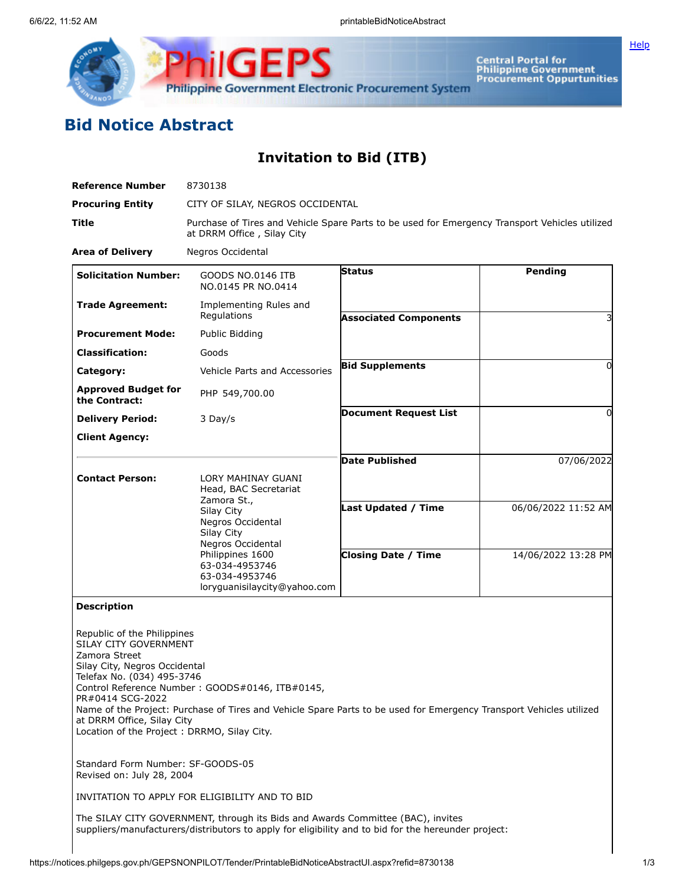# Bid Notice Abstract

## Invitation to Bid (ITB)

| | |
|---|---|
| **Reference Number** | 8730138 |
| **Procuring Entity** | CITY OF SILAY, NEGROS OCCIDENTAL |
| **Title** | Purchase of Tires and Vehicle Spare Parts to be used for Emergency Transport Vehicles utilized at DRRM Office , Silay City |
| **Area of Delivery** | Negros Occidental |

| | | | |
|---|---|---|---|
| **Solicitation Number:** | GOODS NO.0146 ITB NO.0145 PR NO.0414 | **Status** | Pending |
| **Trade Agreement:** | Implementing Rules and Regulations | **Associated Components** | 3 |
| **Procurement Mode:** | Public Bidding | | |
| **Classification:** | Goods | | |
| **Category:** | Vehicle Parts and Accessories | **Bid Supplements** | 0 |
| **Approved Budget for the Contract:** | PHP 549,700.00 | | |
| **Delivery Period:** | 3 Day/s | **Document Request List** | 0 |
| **Client Agency:** | | | |
| | | **Date Published** | 07/06/2022 |
| **Contact Person:** | LORY MAHINAY GUANI<br>Head, BAC Secretariat<br>Zamora St.,<br>Silay City<br>Negros Occidental<br>Silay City<br>Negros Occidental<br>Philippines 1600<br>63-034-4953746<br>63-034-4953746<br>loryguanisilaycity@yahoo.com | **Last Updated / Time** | 06/06/2022 11:52 AM |
| | | **Closing Date / Time** | 14/06/2022 13:28 PM |

**Description**

Republic of the Philippines
SILAY CITY GOVERNMENT
Zamora Street
Silay City, Negros Occidental
Telefax No. (034) 495-3746
Control Reference Number : GOODS#0146, ITB#0145,
PR#0414 SCG-2022
Name of the Project: Purchase of Tires and Vehicle Spare Parts to be used for Emergency Transport Vehicles utilized at DRRM Office, Silay City
Location of the Project : DRRMO, Silay City.

Standard Form Number: SF-GOODS-05
Revised on: July 28, 2004

INVITATION TO APPLY FOR ELIGIBILITY AND TO BID

The SILAY CITY GOVERNMENT, through its Bids and Awards Committee (BAC), invites suppliers/manufacturers/distributors to apply for eligibility and to bid for the hereunder project: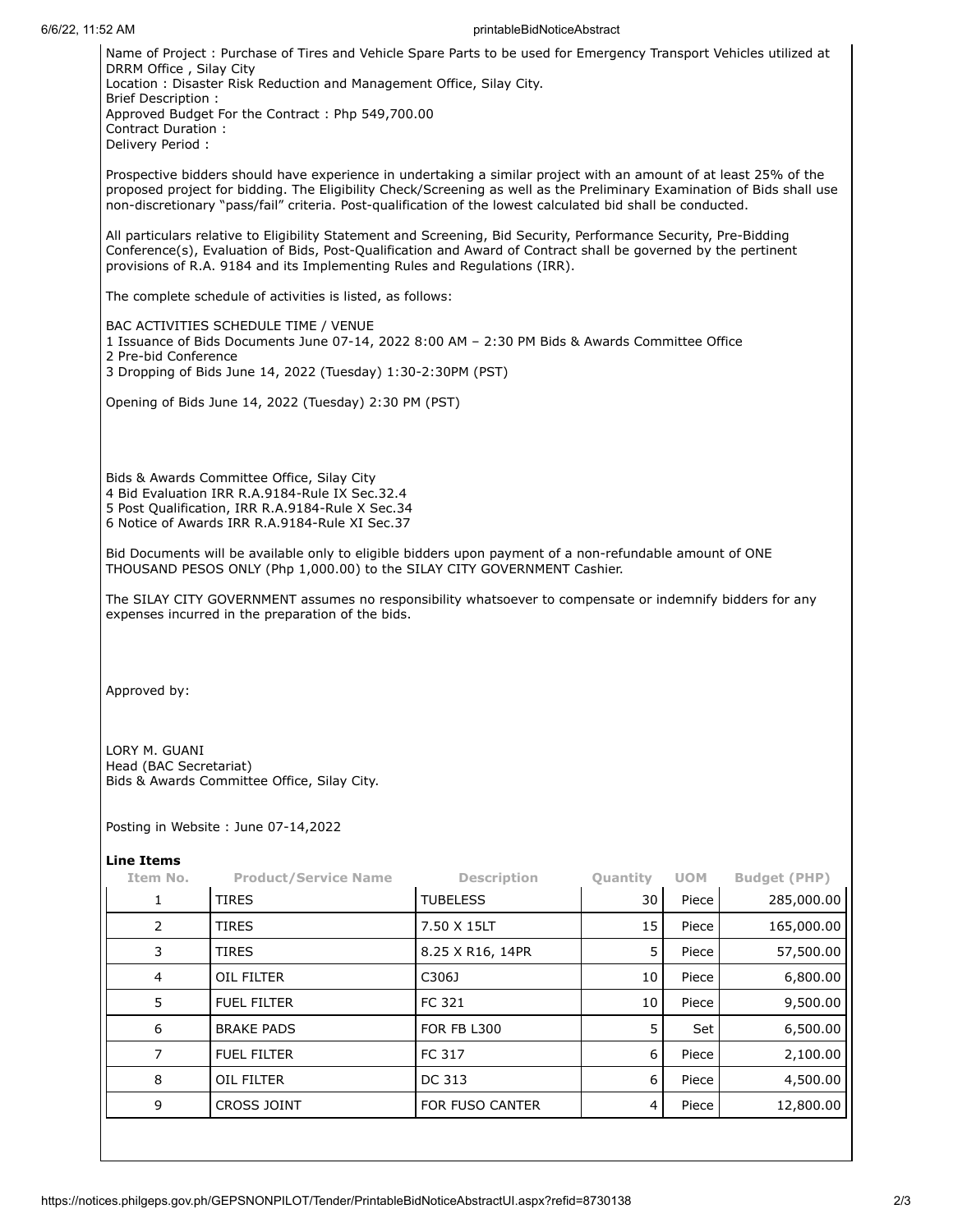Name of Project : Purchase of Tires and Vehicle Spare Parts to be used for Emergency Transport Vehicles utilized at DRRM Office , Silay City
Location : Disaster Risk Reduction and Management Office, Silay City.
Brief Description :
Approved Budget For the Contract : Php 549,700.00
Contract Duration :
Delivery Period :

Prospective bidders should have experience in undertaking a similar project with an amount of at least 25% of the proposed project for bidding. The Eligibility Check/Screening as well as the Preliminary Examination of Bids shall use non-discretionary "pass/fail" criteria. Post-qualification of the lowest calculated bid shall be conducted.

All particulars relative to Eligibility Statement and Screening, Bid Security, Performance Security, Pre-Bidding Conference(s), Evaluation of Bids, Post-Qualification and Award of Contract shall be governed by the pertinent provisions of R.A. 9184 and its Implementing Rules and Regulations (IRR).

The complete schedule of activities is listed, as follows:

BAC ACTIVITIES SCHEDULE TIME / VENUE
1 Issuance of Bids Documents June 07-14, 2022 8:00 AM – 2:30 PM Bids & Awards Committee Office
2 Pre-bid Conference
3 Dropping of Bids June 14, 2022 (Tuesday) 1:30-2:30PM (PST)

Opening of Bids June 14, 2022 (Tuesday) 2:30 PM (PST)

Bids & Awards Committee Office, Silay City
4 Bid Evaluation IRR R.A.9184-Rule IX Sec.32.4
5 Post Qualification, IRR R.A.9184-Rule X Sec.34
6 Notice of Awards IRR R.A.9184-Rule XI Sec.37

Bid Documents will be available only to eligible bidders upon payment of a non-refundable amount of ONE THOUSAND PESOS ONLY (Php 1,000.00) to the SILAY CITY GOVERNMENT Cashier.

The SILAY CITY GOVERNMENT assumes no responsibility whatsoever to compensate or indemnify bidders for any expenses incurred in the preparation of the bids.

Approved by:

LORY M. GUANI
Head (BAC Secretariat)
Bids & Awards Committee Office, Silay City.

Posting in Website : June 07-14,2022

**Line Items**

| Item No. | Product/Service Name | Description | Quantity | UOM | Budget (PHP) |
|---|---|---|---|---|---|
| 1 | TIRES | TUBELESS | 30 | Piece | 285,000.00 |
| 2 | TIRES | 7.50 X 15LT | 15 | Piece | 165,000.00 |
| 3 | TIRES | 8.25 X R16, 14PR | 5 | Piece | 57,500.00 |
| 4 | OIL FILTER | C306J | 10 | Piece | 6,800.00 |
| 5 | FUEL FILTER | FC 321 | 10 | Piece | 9,500.00 |
| 6 | BRAKE PADS | FOR FB L300 | 5 | Set | 6,500.00 |
| 7 | FUEL FILTER | FC 317 | 6 | Piece | 2,100.00 |
| 8 | OIL FILTER | DC 313 | 6 | Piece | 4,500.00 |
| 9 | CROSS JOINT | FOR FUSO CANTER | 4 | Piece | 12,800.00 |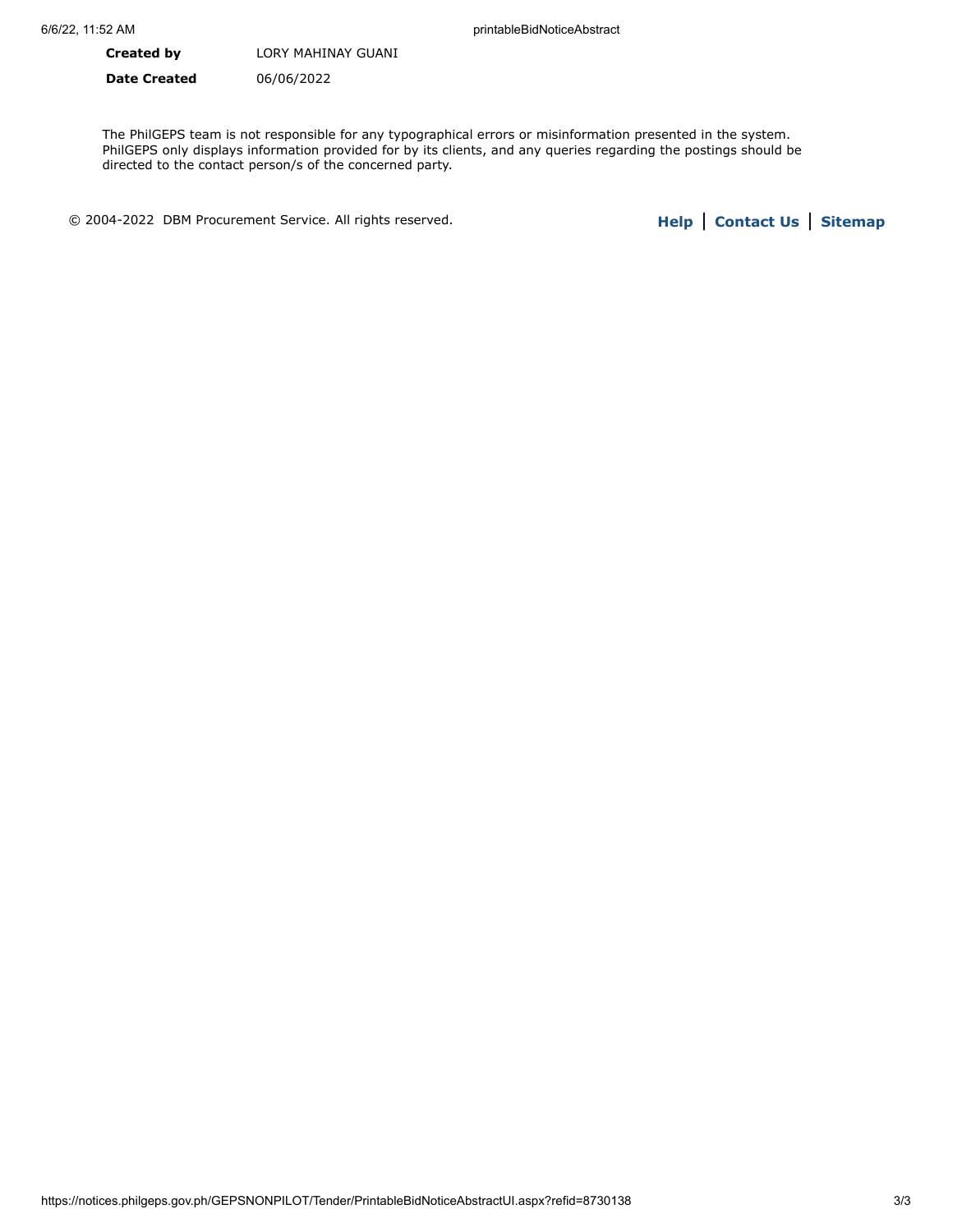| | |
|---|---|
| **Created by** | LORY MAHINAY GUANI |
| **Date Created** | 06/06/2022 |

The PhilGEPS team is not responsible for any typographical errors or misinformation presented in the system. PhilGEPS only displays information provided for by its clients, and any queries regarding the postings should be directed to the contact person/s of the concerned party.

© 2004-2022 DBM Procurement Service. All rights reserved.

**Help** | **Contact Us** | **Sitemap**